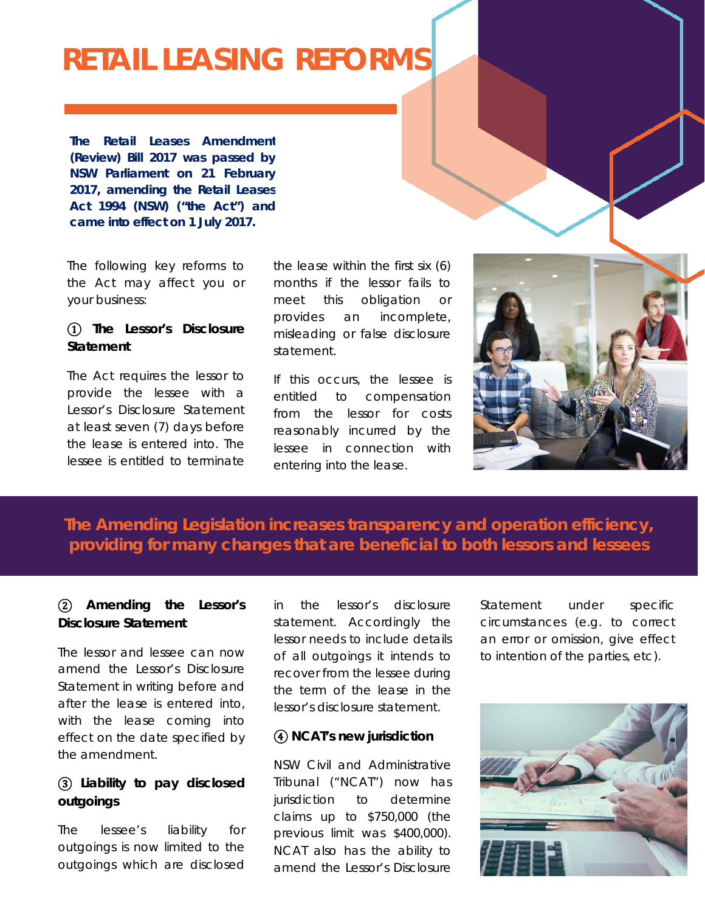# RETAIL LEASING REFORMS

**The Retail Leases Amendment (Review) Bill 2017 was passed by NSW Parliament on 21 February 2017, amending the Retail Leases Act 1994 (NSW) ("the Act") and came into effect on 1 July 2017.**

The following key reforms to the Act may affect you or your business:

### ① The Lessor's Disclosure Statement

The Act requires the lessor to provide the lessee with a Lessor's Disclosure Statement at least seven (7) days before the lease is entered into. The lessee is entitled to terminate the lease within the first six (6) months if the lessor fails to meet this obligation or provides an incomplete, misleading or false disclosure statement.

If this occurs, the lessee is entitled to compensation from the lessor for costs reasonably incurred by the lessee in connection with entering into the lease.

**The Amending Legislation increases transparency and operation efficiency, providing for many changes that are beneficial to both lessors and lessees**

### ② Amending the Lessor's Disclosure Statement

The lessor and lessee can now amend the Lessor's Disclosure Statement in writing before and after the lease is entered into, with the lease coming into effect on the date specified by the amendment.

### ③ Liability to pay disclosed outgoings

The lessee's liability for outgoings is now limited to the outgoings which are disclosed in the lessor's disclosure statement. Accordingly the lessor needs to include details of all outgoings it intends to recover from the lessee during the term of the lease in the lessor's disclosure statement.

### ④ NCAT's new jurisdiction

NSW Civil and Administrative Tribunal ("NCAT") now has jurisdiction to determine claims up to $750,000 (the previous limit was $400,000). NCAT also has the ability to amend the Lessor's Disclosure Statement under specific circumstances (e.g. to correct an error or omission, give effect to intention of the parties, etc).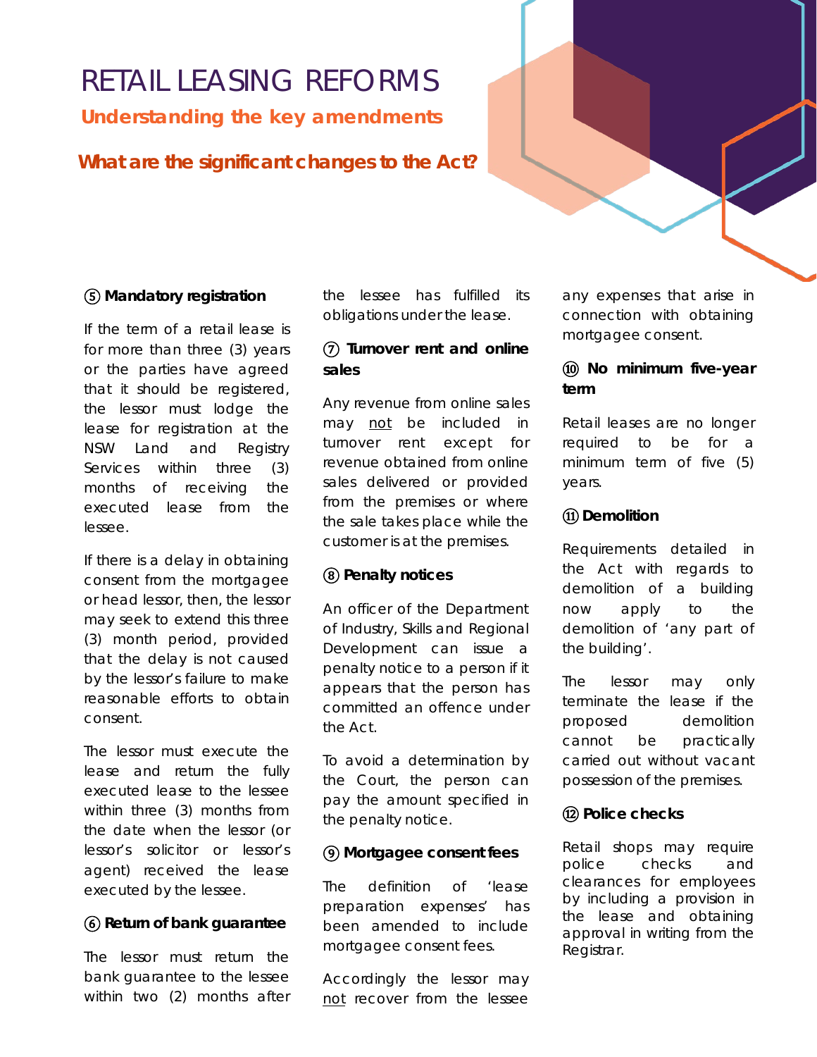# RETAIL LEASING REFORMS

## Understanding the key amendments

## What are the significant changes to the Act?

### ⑤ Mandatory registration

If the term of a retail lease is for more than three (3) years or the parties have agreed that it should be registered, the lessor must lodge the lease for registration at the NSW Land and Registry Services within three (3) months of receiving the executed lease from the lessee.

If there is a delay in obtaining consent from the mortgagee or head lessor, then, the lessor may seek to extend this three (3) month period, provided that the delay is not caused by the lessor's failure to make reasonable efforts to obtain consent.

The lessor must execute the lease and return the fully executed lease to the lessee within three (3) months from the date when the lessor (or lessor's solicitor or lessor's agent) received the lease executed by the lessee.

### ⑥ Return of bank guarantee

The lessor must return the bank guarantee to the lessee within two (2) months after the lessee has fulfilled its obligations under the lease.

### ⑦ Turnover rent and online sales

Any revenue from online sales may not be included in turnover rent except for revenue obtained from online sales delivered or provided from the premises or where the sale takes place while the customer is at the premises.

### ⑧ Penalty notices

An officer of the Department of Industry, Skills and Regional Development can issue a penalty notice to a person if it appears that the person has committed an offence under the Act.

To avoid a determination by the Court, the person can pay the amount specified in the penalty notice.

### ⑨ Mortgagee consent fees

The definition of 'lease preparation expenses' has been amended to include mortgagee consent fees.

Accordingly the lessor may not recover from the lessee any expenses that arise in connection with obtaining mortgagee consent.

### ⑩ No minimum five-year term

Retail leases are no longer required to be for a minimum term of five (5) years.

### ⑪ Demolition

Requirements detailed in the Act with regards to demolition of a building now apply to the demolition of 'any part of the building'.

The lessor may only terminate the lease if the proposed demolition cannot be practically carried out without vacant possession of the premises.

### ⑫ Police checks

Retail shops may require police checks and clearances for employees by including a provision in the lease and obtaining approval in writing from the Registrar.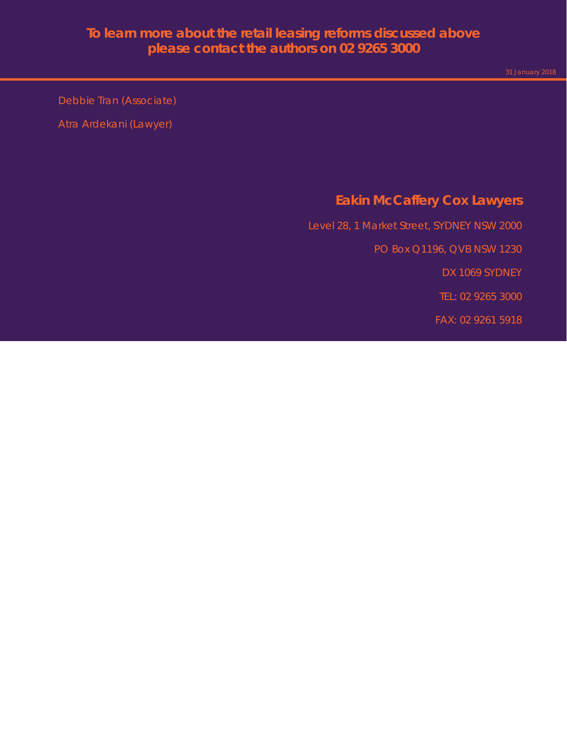**To learn more about the retail leasing reforms discussed above please contact the authors on 02 9265 3000**

31 January 2018

Debbie Tran (Associate)

Atra Ardekani (Lawyer)

**Eakin McCaffery Cox Lawyers**

Level 28, 1 Market Street, SYDNEY NSW 2000

PO Box Q1196, QVB NSW 1230

DX 1069 SYDNEY

TEL: 02 9265 3000

FAX: 02 9261 5918